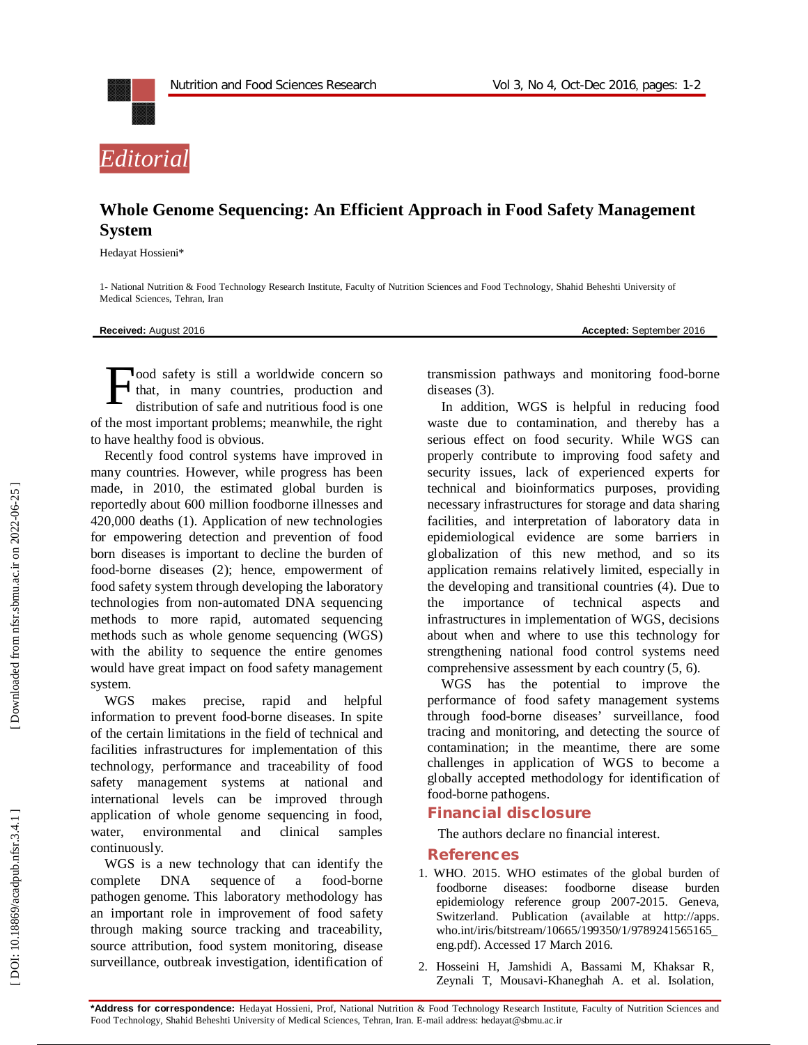*Editorial*

# Whole Genome Sequencing: An Efficient Approach in Food Safety Management System

Hedayat Hossieni*

1- National Nutrition & Food Technology Research Institute, Faculty of Nutrition Sciences and Food Technology, Shahid Beheshti University of Medical Sciences, Tehran, Iran

**Received:** August 2016 **Accepted:** September 2016

Food safety is still a worldwide concern so that, in many countries, production and distribution of safe and nutritious food is one of the most important problems; meanwhile, the right to have healthy food is obvious.

Recently food control systems have improved in many countries. However, while progress has been made, in 2010, the estimated global burden is reportedly about 600 million foodborne illnesses and 420,000 deaths (1). Application of new technologies for empowering detection and prevention of food born diseases is important to decline the burden of food-borne diseases (2); hence, empowerment of food safety system through developing the laboratory technologies from non-automated DNA sequencing methods to more rapid, automated sequencing methods such as whole genome sequencing (WGS) with the ability to sequence the entire genomes would have great impact on food safety management system.

WGS makes precise, rapid and helpful information to prevent food-borne diseases. In spite of the certain limitations in the field of technical and facilities infrastructures for implementation of this technology, performance and traceability of food safety management systems at national and international levels can be improved through application of whole genome sequencing in food, water, environmental and clinical samples continuously.

WGS is a new technology that can identify the complete DNA sequence of a food-borne pathogen genome. This laboratory methodology has an important role in improvement of food safety through making source tracking and traceability, source attribution, food system monitoring, disease surveillance, outbreak investigation, identification of transmission pathways and monitoring food-borne diseases (3).

In addition, WGS is helpful in reducing food waste due to contamination, and thereby has a serious effect on food security. While WGS can properly contribute to improving food safety and security issues, lack of experienced experts for technical and bioinformatics purposes, providing necessary infrastructures for storage and data sharing facilities, and interpretation of laboratory data in epidemiological evidence are some barriers in globalization of this new method, and so its application remains relatively limited, especially in the developing and transitional countries (4). Due to the importance of technical aspects and infrastructures in implementation of WGS, decisions about when and where to use this technology for strengthening national food control systems need comprehensive assessment by each country (5, 6).

WGS has the potential to improve the performance of food safety management systems through food-borne diseases' surveillance, food tracing and monitoring, and detecting the source of contamination; in the meantime, there are some challenges in application of WGS to become a globally accepted methodology for identification of food-borne pathogens.

## Financial disclosure

The authors declare no financial interest.

## References

1. WHO. 2015. WHO estimates of the global burden of foodborne diseases: foodborne disease burden epidemiology reference group 2007-2015. Geneva, Switzerland. Publication (available at http://apps.who.int/iris/bitstream/10665/199350/1/9789241565165_eng.pdf). Accessed 17 March 2016.
2. Hosseini H, Jamshidi A, Bassami M, Khaksar R, Zeynali T, Mousavi-Khaneghah A. et al. Isolation,

***Address for correspondence:** Hedayat Hossieni, Prof, National Nutrition & Food Technology Research Institute, Faculty of Nutrition Sciences and Food Technology, Shahid Beheshti University of Medical Sciences, Tehran, Iran. E-mail address: hedayat@sbmu.ac.ir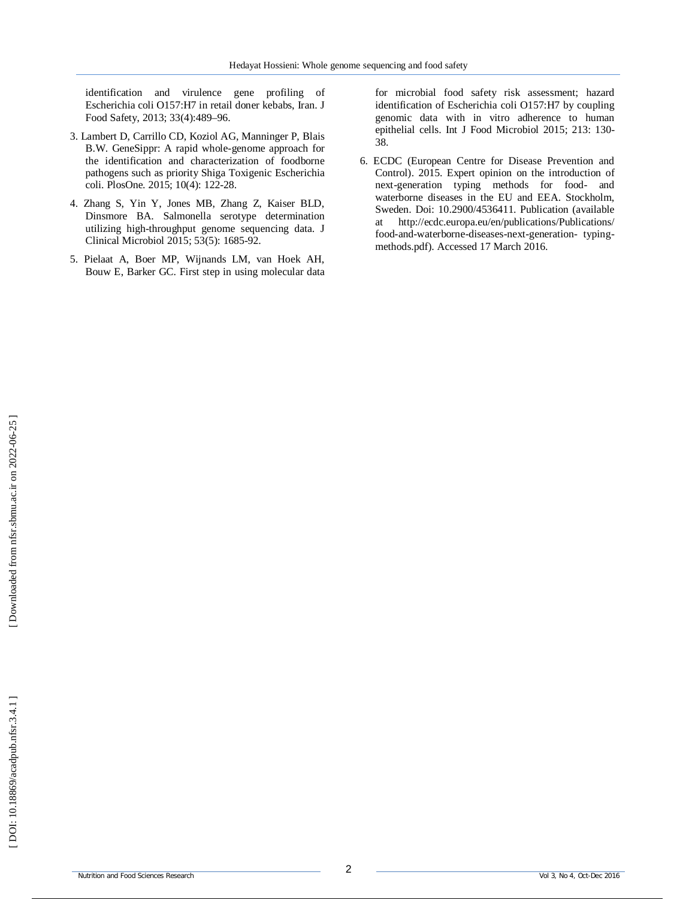identification and virulence gene profiling of Escherichia coli O157:H7 in retail doner kebabs, Iran. J Food Safety, 2013; 33(4):489–96.

3. Lambert D, Carrillo CD, Koziol AG, Manninger P, Blais B.W. GeneSippr: A rapid whole-genome approach for the identification and characterization of foodborne pathogens such as priority Shiga Toxigenic Escherichia coli. PlosOne. 2015; 10(4): 122-28.

4. Zhang S, Yin Y, Jones MB, Zhang Z, Kaiser BLD, Dinsmore BA. Salmonella serotype determination utilizing high-throughput genome sequencing data. J Clinical Microbiol 2015; 53(5): 1685-92.

5. Pielaat A, Boer MP, Wijnands LM, van Hoek AH, Bouw E, Barker GC. First step in using molecular data for microbial food safety risk assessment; hazard identification of Escherichia coli O157:H7 by coupling genomic data with in vitro adherence to human epithelial cells. Int J Food Microbiol 2015; 213: 130-38.

6. ECDC (European Centre for Disease Prevention and Control). 2015. Expert opinion on the introduction of next-generation typing methods for food- and waterborne diseases in the EU and EEA. Stockholm, Sweden. Doi: 10.2900/4536411. Publication (available at http://ecdc.europa.eu/en/publications/Publications/food-and-waterborne-diseases-next-generation- typing-methods.pdf). Accessed 17 March 2016.